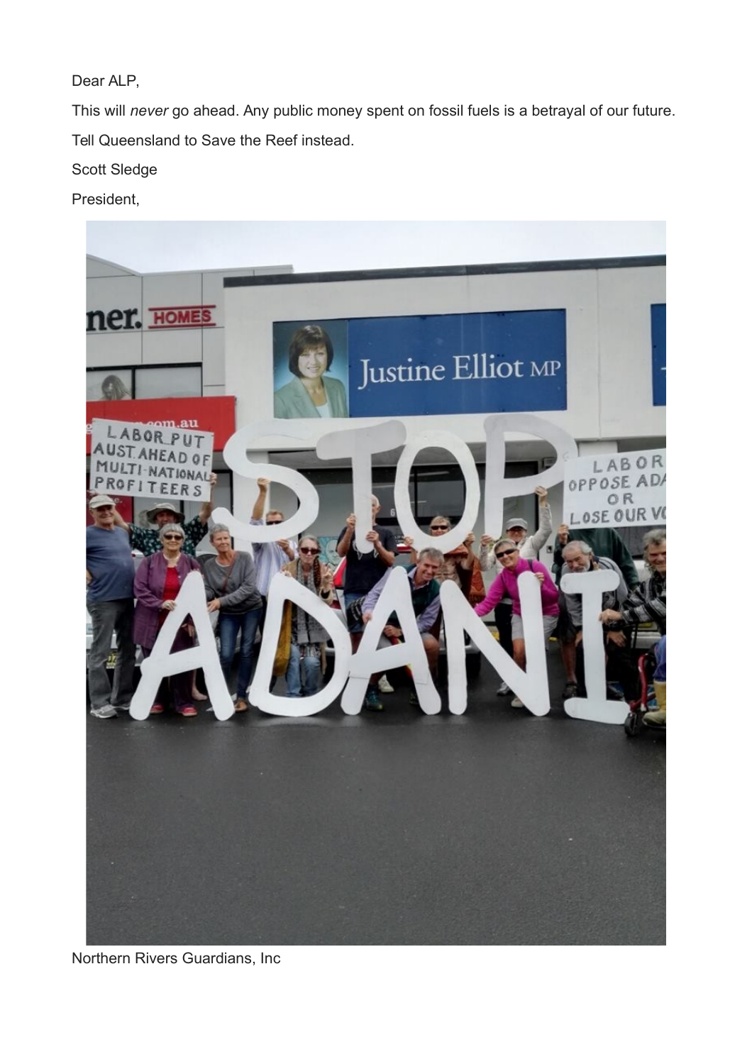Dear ALP,

This will *never* go ahead. Any public money spent on fossil fuels is a betrayal of our future.

Tell Queensland to Save the Reef instead.

Scott Sledge

President,

Northern Rivers Guardians, Inc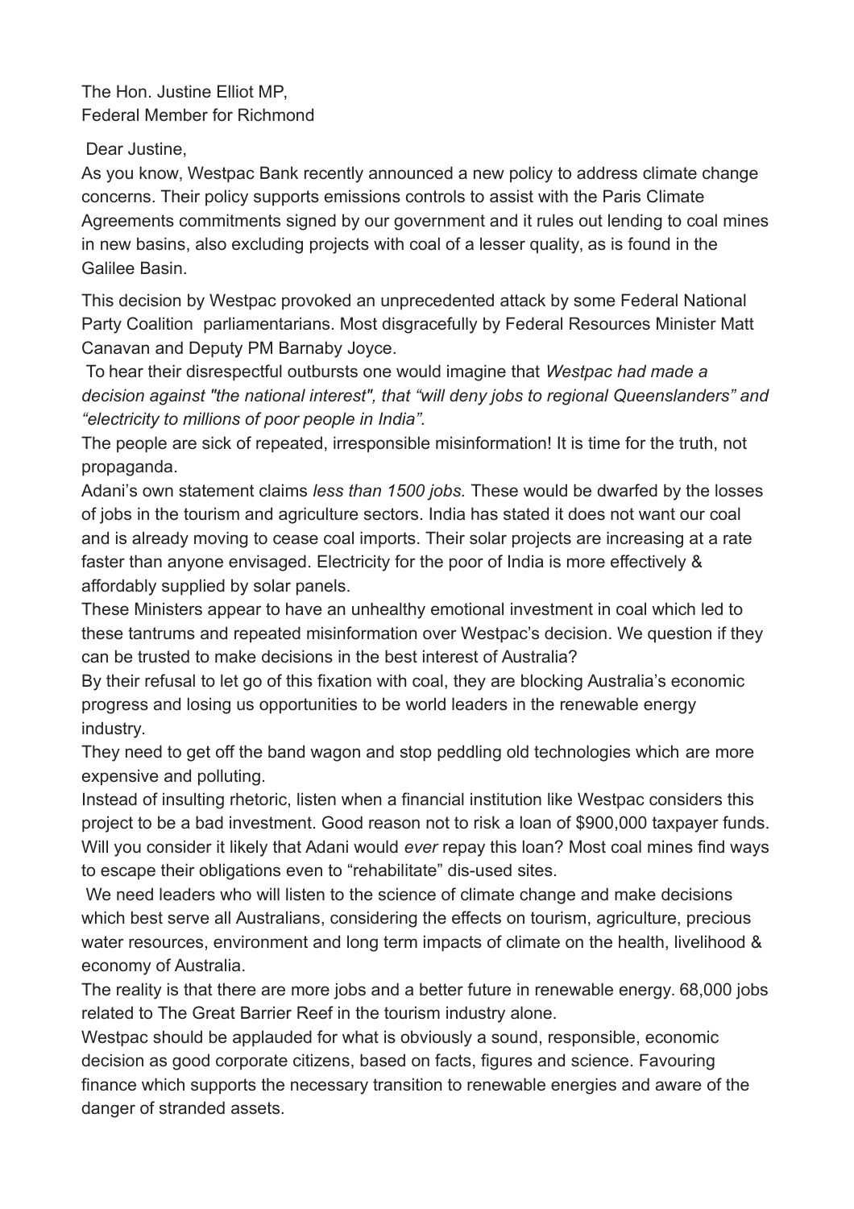The Hon. Justine Elliot MP,
Federal Member for Richmond

Dear Justine,

As you know, Westpac Bank recently announced a new policy to address climate change concerns. Their policy supports emissions controls to assist with the Paris Climate Agreements commitments signed by our government and it rules out lending to coal mines in new basins, also excluding projects with coal of a lesser quality, as is found in the Galilee Basin.

This decision by Westpac provoked an unprecedented attack by some Federal National Party Coalition parliamentarians. Most disgracefully by Federal Resources Minister Matt Canavan and Deputy PM Barnaby Joyce.

To hear their disrespectful outbursts one would imagine that *Westpac had made a decision against "the national interest", that "will deny jobs to regional Queenslanders" and "electricity to millions of poor people in India".*

The people are sick of repeated, irresponsible misinformation! It is time for the truth, not propaganda.

Adani's own statement claims *less than 1500 jobs.* These would be dwarfed by the losses of jobs in the tourism and agriculture sectors. India has stated it does not want our coal and is already moving to cease coal imports. Their solar projects are increasing at a rate faster than anyone envisaged. Electricity for the poor of India is more effectively & affordably supplied by solar panels.

These Ministers appear to have an unhealthy emotional investment in coal which led to these tantrums and repeated misinformation over Westpac's decision. We question if they can be trusted to make decisions in the best interest of Australia?

By their refusal to let go of this fixation with coal, they are blocking Australia's economic progress and losing us opportunities to be world leaders in the renewable energy industry.

They need to get off the band wagon and stop peddling old technologies which are more expensive and polluting.

Instead of insulting rhetoric, listen when a financial institution like Westpac considers this project to be a bad investment. Good reason not to risk a loan of $900,000 taxpayer funds. Will you consider it likely that Adani would *ever* repay this loan? Most coal mines find ways to escape their obligations even to "rehabilitate" dis-used sites.

We need leaders who will listen to the science of climate change and make decisions which best serve all Australians, considering the effects on tourism, agriculture, precious water resources, environment and long term impacts of climate on the health, livelihood & economy of Australia.

The reality is that there are more jobs and a better future in renewable energy. 68,000 jobs related to The Great Barrier Reef in the tourism industry alone.

Westpac should be applauded for what is obviously a sound, responsible, economic decision as good corporate citizens, based on facts, figures and science. Favouring finance which supports the necessary transition to renewable energies and aware of the danger of stranded assets.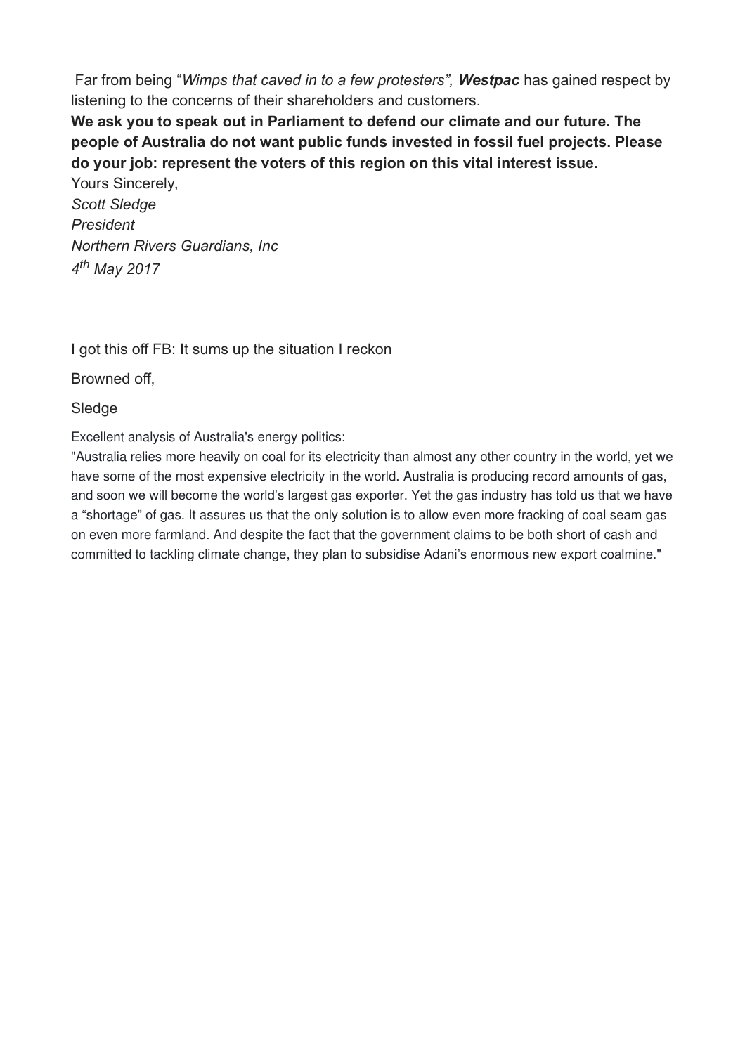Far from being "*Wimps that caved in to a few protesters", **Westpac*** has gained respect by listening to the concerns of their shareholders and customers.

**We ask you to speak out in Parliament to defend our climate and our future. The people of Australia do not want public funds invested in fossil fuel projects. Please do your job: represent the voters of this region on this vital interest issue.**

Yours Sincerely,
*Scott Sledge*
*President*
*Northern Rivers Guardians, Inc*
*4th May 2017*

I got this off FB: It sums up the situation I reckon

Browned off,

Sledge

Excellent analysis of Australia's energy politics:

"Australia relies more heavily on coal for its electricity than almost any other country in the world, yet we have some of the most expensive electricity in the world. Australia is producing record amounts of gas, and soon we will become the world's largest gas exporter. Yet the gas industry has told us that we have a "shortage" of gas. It assures us that the only solution is to allow even more fracking of coal seam gas on even more farmland. And despite the fact that the government claims to be both short of cash and committed to tackling climate change, they plan to subsidise Adani's enormous new export coalmine."